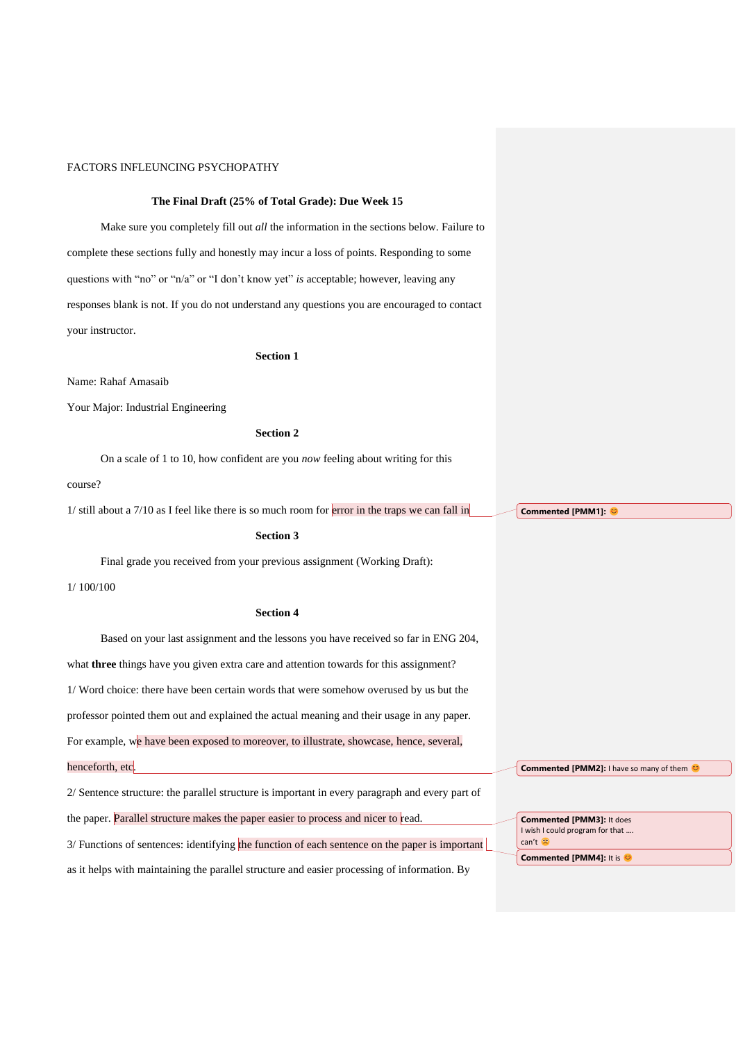FACTORS INFLEUNCING PSYCHOPATHY

**The Final Draft (25% of Total Grade): Due Week 15**

Make sure you completely fill out *all* the information in the sections below. Failure to complete these sections fully and honestly may incur a loss of points. Responding to some questions with "no" or "n/a" or "I don't know yet" *is* acceptable; however, leaving any responses blank is not. If you do not understand any questions you are encouraged to contact your instructor.

**Section 1**

Name: Rahaf Amasaib

Your Major: Industrial Engineering

**Section 2**

On a scale of 1 to 10, how confident are you *now* feeling about writing for this course?

1/ still about a 7/10 as I feel like there is so much room for error in the traps we can fall in

**Section 3**

Final grade you received from your previous assignment (Working Draft):

1/ 100/100

**Section 4**

Based on your last assignment and the lessons you have received so far in ENG 204, what **three** things have you given extra care and attention towards for this assignment?

1/ Word choice: there have been certain words that were somehow overused by us but the professor pointed them out and explained the actual meaning and their usage in any paper. For example, we have been exposed to moreover, to illustrate, showcase, hence, several, henceforth, etc.

2/ Sentence structure: the parallel structure is important in every paragraph and every part of the paper. Parallel structure makes the paper easier to process and nicer to read.

3/ Functions of sentences: identifying the function of each sentence on the paper is important as it helps with maintaining the parallel structure and easier processing of information. By

**Commented [PMM1]:** 😊

**Commented [PMM2]:** I have so many of them 😊

**Commented [PMM3]:** It does I wish I could program for that …. can't ☹

**Commented [PMM4]:** It is 😊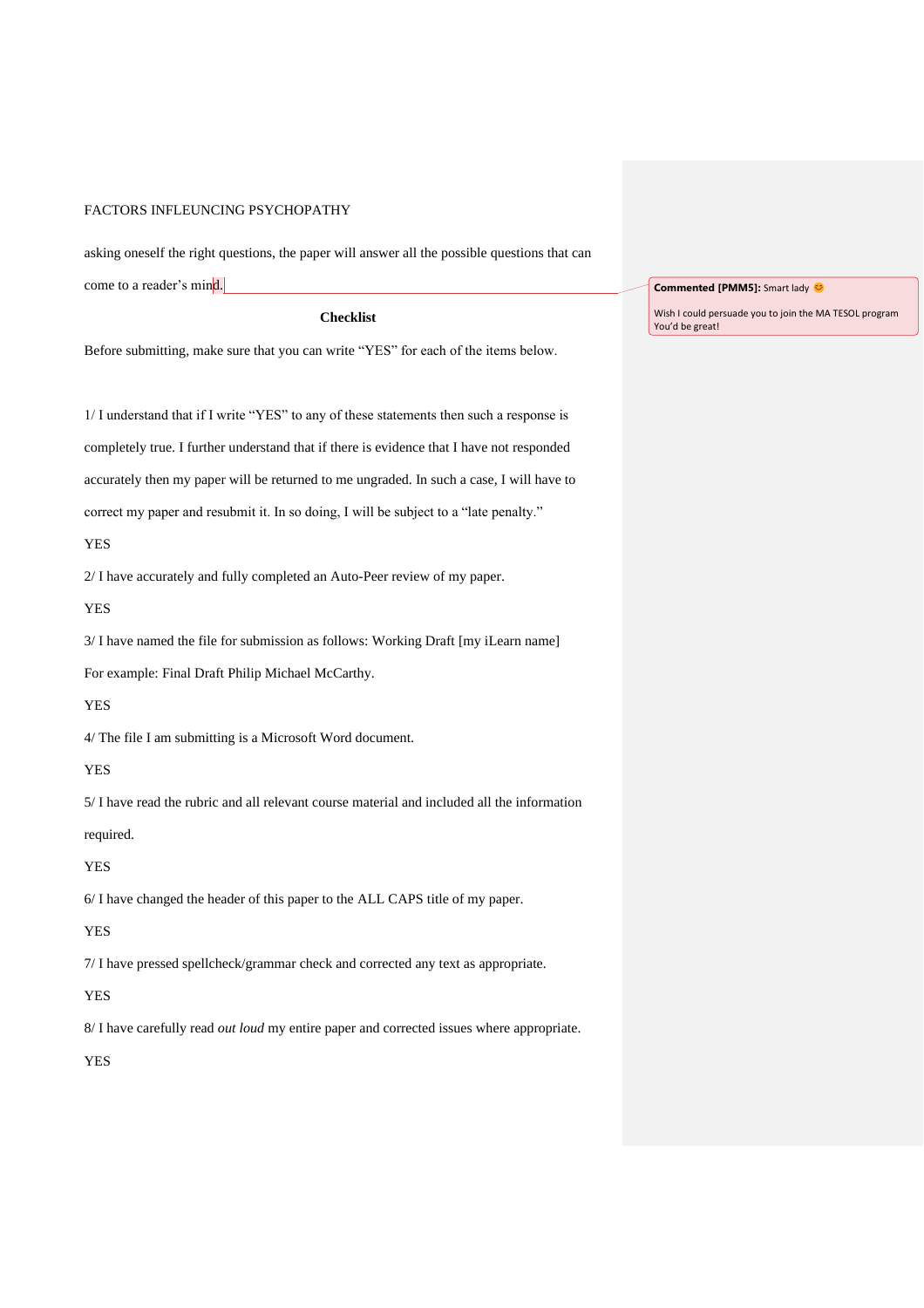asking oneself the right questions, the paper will answer all the possible questions that can come to a reader's mind.

**Commented [PMM5]:** Smart lady 😊

Wish I could persuade you to join the MA TESOL program You'd be great!

**Checklist**

Before submitting, make sure that you can write "YES" for each of the items below.

1/ I understand that if I write "YES" to any of these statements then such a response is completely true. I further understand that if there is evidence that I have not responded accurately then my paper will be returned to me ungraded. In such a case, I will have to correct my paper and resubmit it. In so doing, I will be subject to a "late penalty."

YES

2/ I have accurately and fully completed an Auto-Peer review of my paper.

YES

3/ I have named the file for submission as follows: Working Draft [my iLearn name] For example: Final Draft Philip Michael McCarthy.

YES

4/ The file I am submitting is a Microsoft Word document.

YES

5/ I have read the rubric and all relevant course material and included all the information required.

YES

6/ I have changed the header of this paper to the ALL CAPS title of my paper.

YES

7/ I have pressed spellcheck/grammar check and corrected any text as appropriate.

YES

8/ I have carefully read *out loud* my entire paper and corrected issues where appropriate.

YES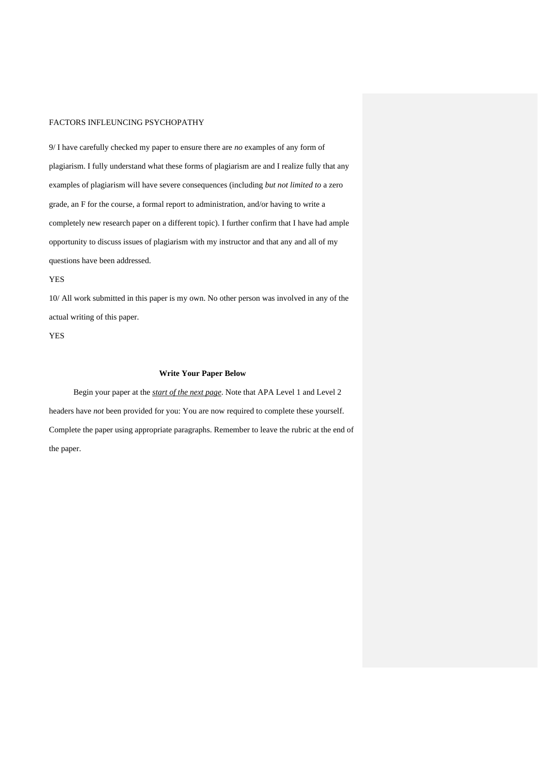9/ I have carefully checked my paper to ensure there are *no* examples of any form of plagiarism. I fully understand what these forms of plagiarism are and I realize fully that any examples of plagiarism will have severe consequences (including *but not limited to* a zero grade, an F for the course, a formal report to administration, and/or having to write a completely new research paper on a different topic). I further confirm that I have had ample opportunity to discuss issues of plagiarism with my instructor and that any and all of my questions have been addressed.

YES

10/ All work submitted in this paper is my own. No other person was involved in any of the actual writing of this paper.

YES

**Write Your Paper Below**

Begin your paper at the ***start of the next page***. Note that APA Level 1 and Level 2 headers have *not* been provided for you: You are now required to complete these yourself. Complete the paper using appropriate paragraphs. Remember to leave the rubric at the end of the paper.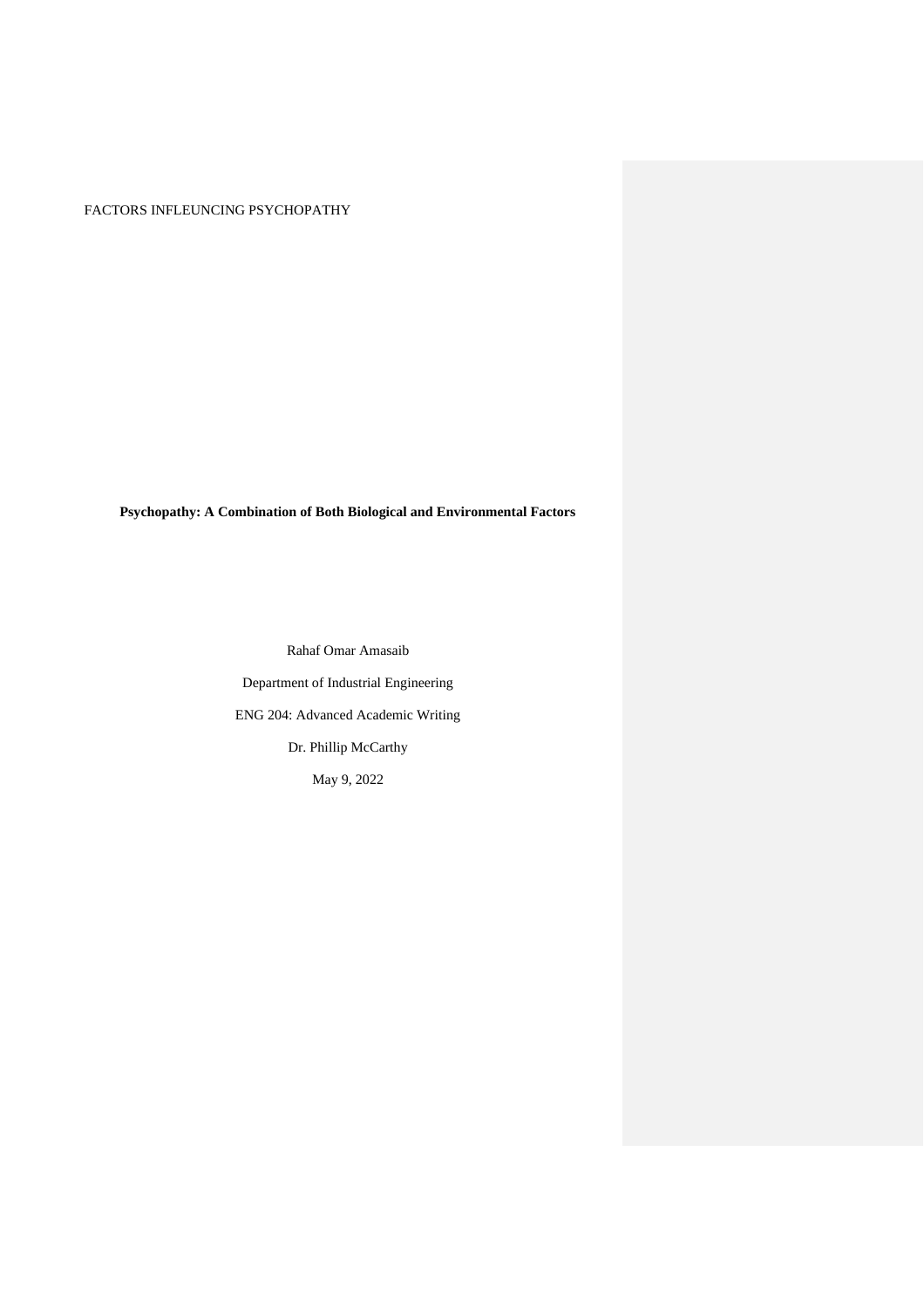**Psychopathy: A Combination of Both Biological and Environmental Factors**

Rahaf Omar Amasaib

Department of Industrial Engineering

ENG 204: Advanced Academic Writing

Dr. Phillip McCarthy

May 9, 2022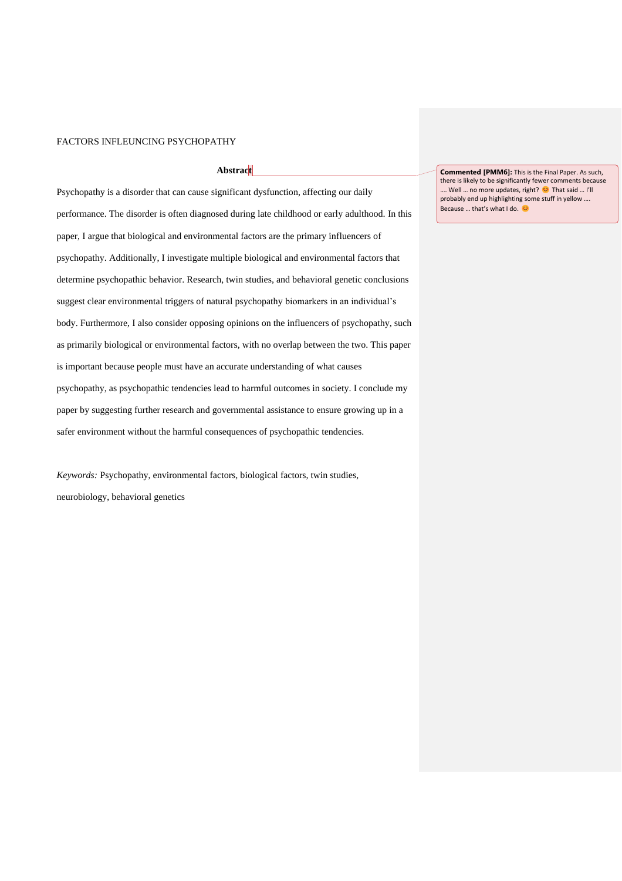## Abstract

Psychopathy is a disorder that can cause significant dysfunction, affecting our daily performance. The disorder is often diagnosed during late childhood or early adulthood. In this paper, I argue that biological and environmental factors are the primary influencers of psychopathy. Additionally, I investigate multiple biological and environmental factors that determine psychopathic behavior. Research, twin studies, and behavioral genetic conclusions suggest clear environmental triggers of natural psychopathy biomarkers in an individual's body. Furthermore, I also consider opposing opinions on the influencers of psychopathy, such as primarily biological or environmental factors, with no overlap between the two. This paper is important because people must have an accurate understanding of what causes psychopathy, as psychopathic tendencies lead to harmful outcomes in society. I conclude my paper by suggesting further research and governmental assistance to ensure growing up in a safer environment without the harmful consequences of psychopathic tendencies.

*Keywords:* Psychopathy, environmental factors, biological factors, twin studies, neurobiology, behavioral genetics

> **Commented [PMM6]:** This is the Final Paper. As such, there is likely to be significantly fewer comments because …. Well … no more updates, right? 😊 That said … I'll probably end up highlighting some stuff in yellow …. Because … that's what I do. 😊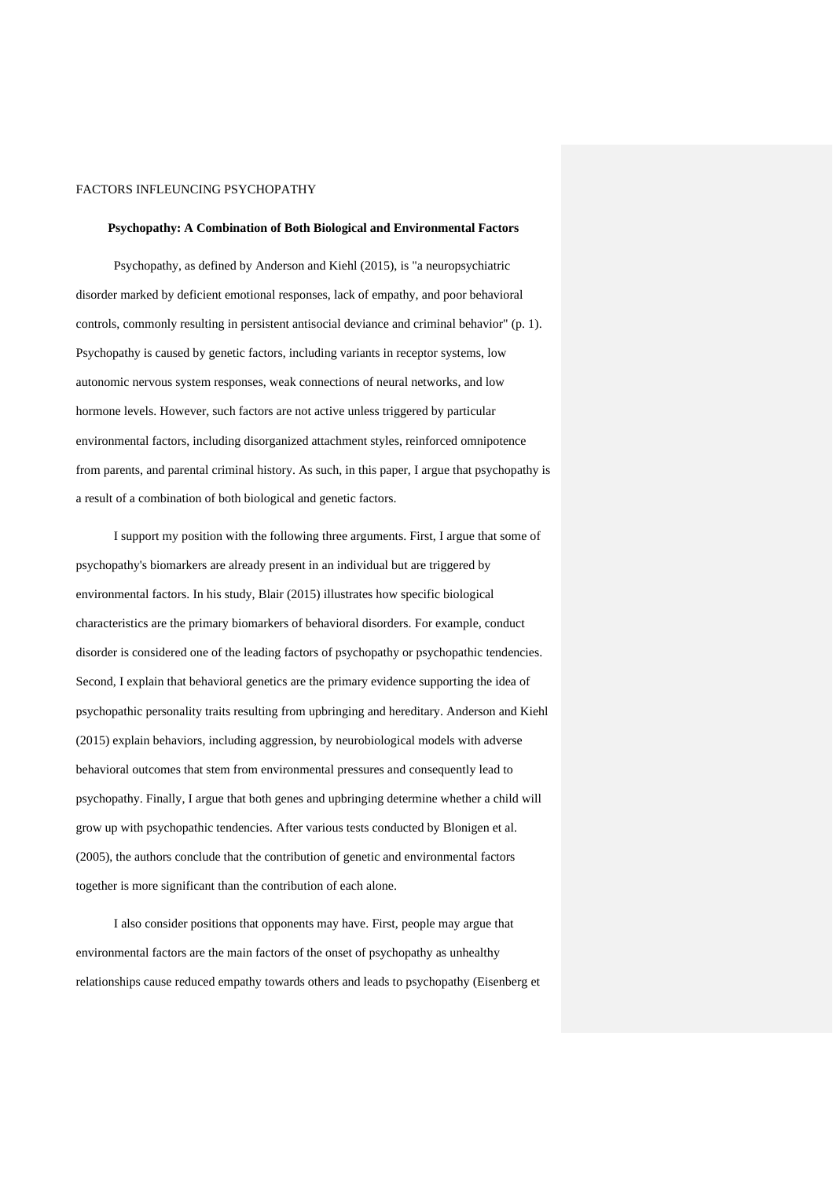**Psychopathy: A Combination of Both Biological and Environmental Factors**

Psychopathy, as defined by Anderson and Kiehl (2015), is "a neuropsychiatric disorder marked by deficient emotional responses, lack of empathy, and poor behavioral controls, commonly resulting in persistent antisocial deviance and criminal behavior" (p. 1). Psychopathy is caused by genetic factors, including variants in receptor systems, low autonomic nervous system responses, weak connections of neural networks, and low hormone levels. However, such factors are not active unless triggered by particular environmental factors, including disorganized attachment styles, reinforced omnipotence from parents, and parental criminal history. As such, in this paper, I argue that psychopathy is a result of a combination of both biological and genetic factors.

I support my position with the following three arguments. First, I argue that some of psychopathy's biomarkers are already present in an individual but are triggered by environmental factors. In his study, Blair (2015) illustrates how specific biological characteristics are the primary biomarkers of behavioral disorders. For example, conduct disorder is considered one of the leading factors of psychopathy or psychopathic tendencies. Second, I explain that behavioral genetics are the primary evidence supporting the idea of psychopathic personality traits resulting from upbringing and hereditary. Anderson and Kiehl (2015) explain behaviors, including aggression, by neurobiological models with adverse behavioral outcomes that stem from environmental pressures and consequently lead to psychopathy. Finally, I argue that both genes and upbringing determine whether a child will grow up with psychopathic tendencies. After various tests conducted by Blonigen et al. (2005), the authors conclude that the contribution of genetic and environmental factors together is more significant than the contribution of each alone.

I also consider positions that opponents may have. First, people may argue that environmental factors are the main factors of the onset of psychopathy as unhealthy relationships cause reduced empathy towards others and leads to psychopathy (Eisenberg et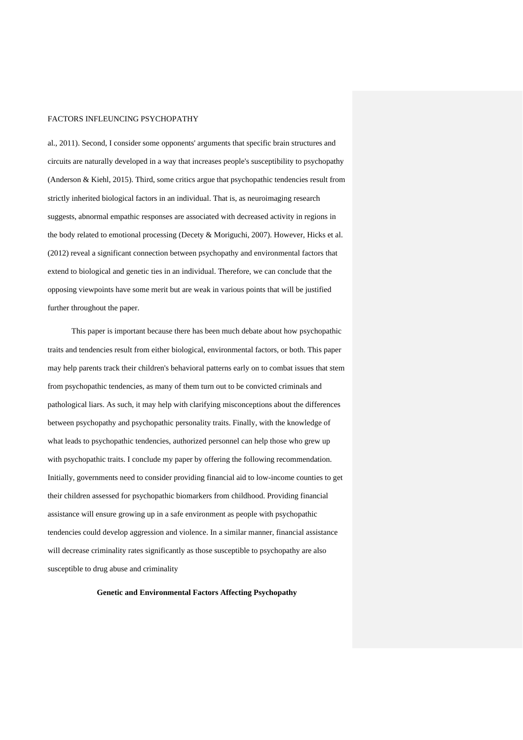al., 2011). Second, I consider some opponents' arguments that specific brain structures and circuits are naturally developed in a way that increases people's susceptibility to psychopathy (Anderson & Kiehl, 2015). Third, some critics argue that psychopathic tendencies result from strictly inherited biological factors in an individual. That is, as neuroimaging research suggests, abnormal empathic responses are associated with decreased activity in regions in the body related to emotional processing (Decety & Moriguchi, 2007). However, Hicks et al. (2012) reveal a significant connection between psychopathy and environmental factors that extend to biological and genetic ties in an individual. Therefore, we can conclude that the opposing viewpoints have some merit but are weak in various points that will be justified further throughout the paper.

This paper is important because there has been much debate about how psychopathic traits and tendencies result from either biological, environmental factors, or both. This paper may help parents track their children's behavioral patterns early on to combat issues that stem from psychopathic tendencies, as many of them turn out to be convicted criminals and pathological liars. As such, it may help with clarifying misconceptions about the differences between psychopathy and psychopathic personality traits. Finally, with the knowledge of what leads to psychopathic tendencies, authorized personnel can help those who grew up with psychopathic traits. I conclude my paper by offering the following recommendation. Initially, governments need to consider providing financial aid to low-income counties to get their children assessed for psychopathic biomarkers from childhood. Providing financial assistance will ensure growing up in a safe environment as people with psychopathic tendencies could develop aggression and violence. In a similar manner, financial assistance will decrease criminality rates significantly as those susceptible to psychopathy are also susceptible to drug abuse and criminality

## Genetic and Environmental Factors Affecting Psychopathy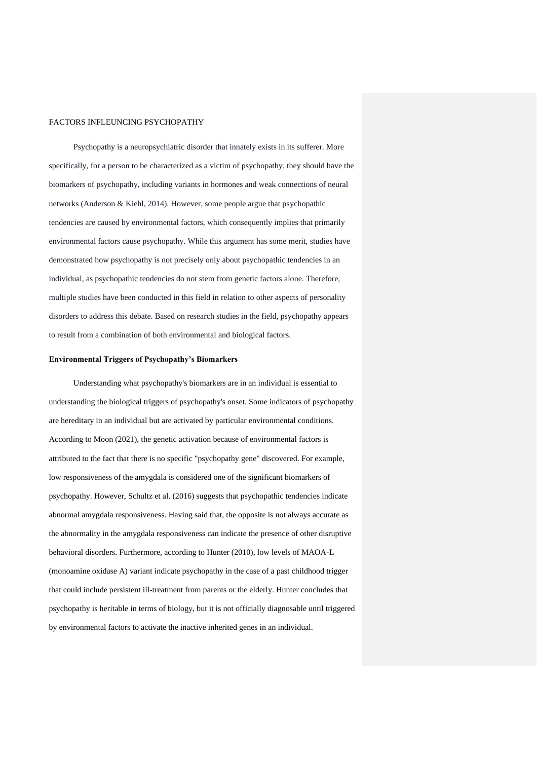FACTORS INFLEUNCING PSYCHOPATHY

Psychopathy is a neuropsychiatric disorder that innately exists in its sufferer. More specifically, for a person to be characterized as a victim of psychopathy, they should have the biomarkers of psychopathy, including variants in hormones and weak connections of neural networks (Anderson & Kiehl, 2014). However, some people argue that psychopathic tendencies are caused by environmental factors, which consequently implies that primarily environmental factors cause psychopathy. While this argument has some merit, studies have demonstrated how psychopathy is not precisely only about psychopathic tendencies in an individual, as psychopathic tendencies do not stem from genetic factors alone. Therefore, multiple studies have been conducted in this field in relation to other aspects of personality disorders to address this debate. Based on research studies in the field, psychopathy appears to result from a combination of both environmental and biological factors.

**Environmental Triggers of Psychopathy's Biomarkers**

Understanding what psychopathy's biomarkers are in an individual is essential to understanding the biological triggers of psychopathy's onset. Some indicators of psychopathy are hereditary in an individual but are activated by particular environmental conditions. According to Moon (2021), the genetic activation because of environmental factors is attributed to the fact that there is no specific "psychopathy gene" discovered. For example, low responsiveness of the amygdala is considered one of the significant biomarkers of psychopathy. However, Schultz et al. (2016) suggests that psychopathic tendencies indicate abnormal amygdala responsiveness. Having said that, the opposite is not always accurate as the abnormality in the amygdala responsiveness can indicate the presence of other disruptive behavioral disorders. Furthermore, according to Hunter (2010), low levels of MAOA-L (monoamine oxidase A) variant indicate psychopathy in the case of a past childhood trigger that could include persistent ill-treatment from parents or the elderly. Hunter concludes that psychopathy is heritable in terms of biology, but it is not officially diagnosable until triggered by environmental factors to activate the inactive inherited genes in an individual.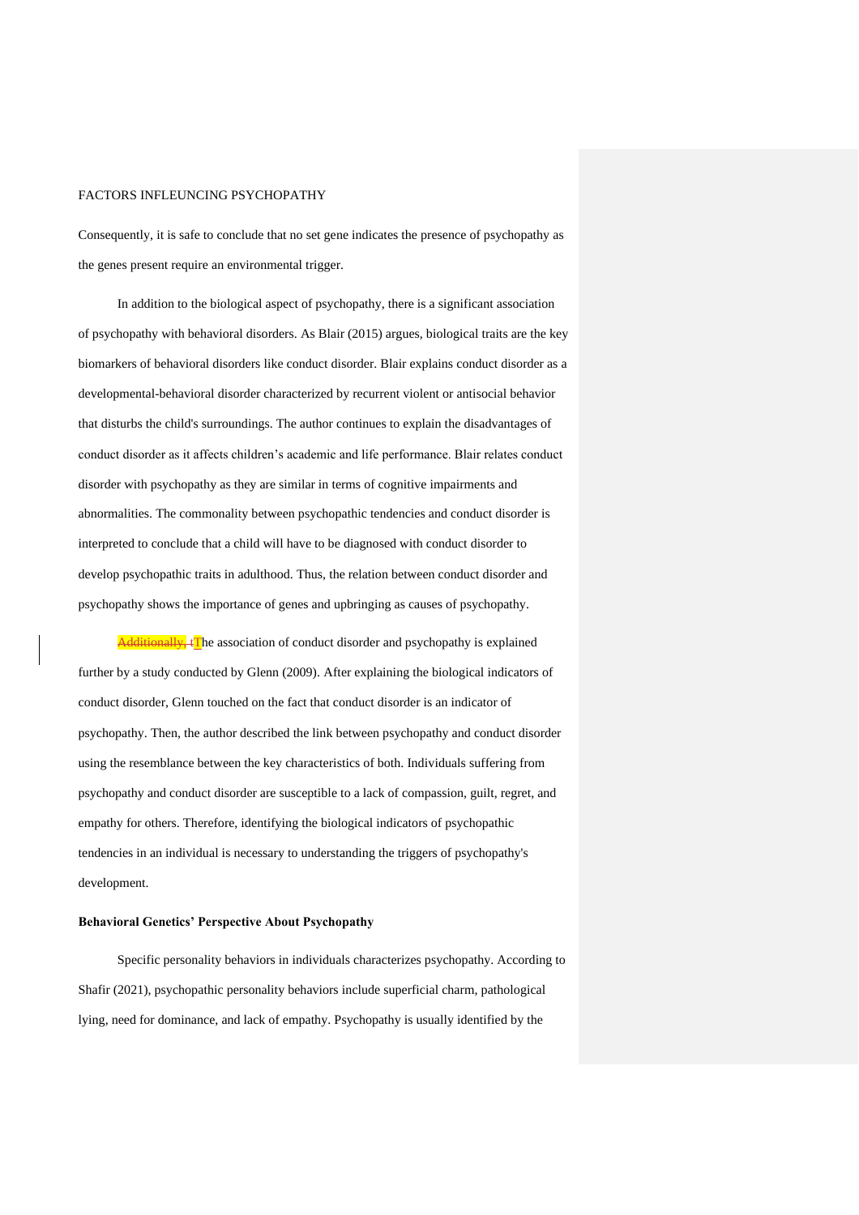Consequently, it is safe to conclude that no set gene indicates the presence of psychopathy as the genes present require an environmental trigger.

In addition to the biological aspect of psychopathy, there is a significant association of psychopathy with behavioral disorders. As Blair (2015) argues, biological traits are the key biomarkers of behavioral disorders like conduct disorder. Blair explains conduct disorder as a developmental-behavioral disorder characterized by recurrent violent or antisocial behavior that disturbs the child's surroundings. The author continues to explain the disadvantages of conduct disorder as it affects children's academic and life performance. Blair relates conduct disorder with psychopathy as they are similar in terms of cognitive impairments and abnormalities. The commonality between psychopathic tendencies and conduct disorder is interpreted to conclude that a child will have to be diagnosed with conduct disorder to develop psychopathic traits in adulthood. Thus, the relation between conduct disorder and psychopathy shows the importance of genes and upbringing as causes of psychopathy.

~~Additionally, t~~The association of conduct disorder and psychopathy is explained further by a study conducted by Glenn (2009). After explaining the biological indicators of conduct disorder, Glenn touched on the fact that conduct disorder is an indicator of psychopathy. Then, the author described the link between psychopathy and conduct disorder using the resemblance between the key characteristics of both. Individuals suffering from psychopathy and conduct disorder are susceptible to a lack of compassion, guilt, regret, and empathy for others. Therefore, identifying the biological indicators of psychopathic tendencies in an individual is necessary to understanding the triggers of psychopathy's development.

**Behavioral Genetics' Perspective About Psychopathy**

Specific personality behaviors in individuals characterizes psychopathy. According to Shafir (2021), psychopathic personality behaviors include superficial charm, pathological lying, need for dominance, and lack of empathy. Psychopathy is usually identified by the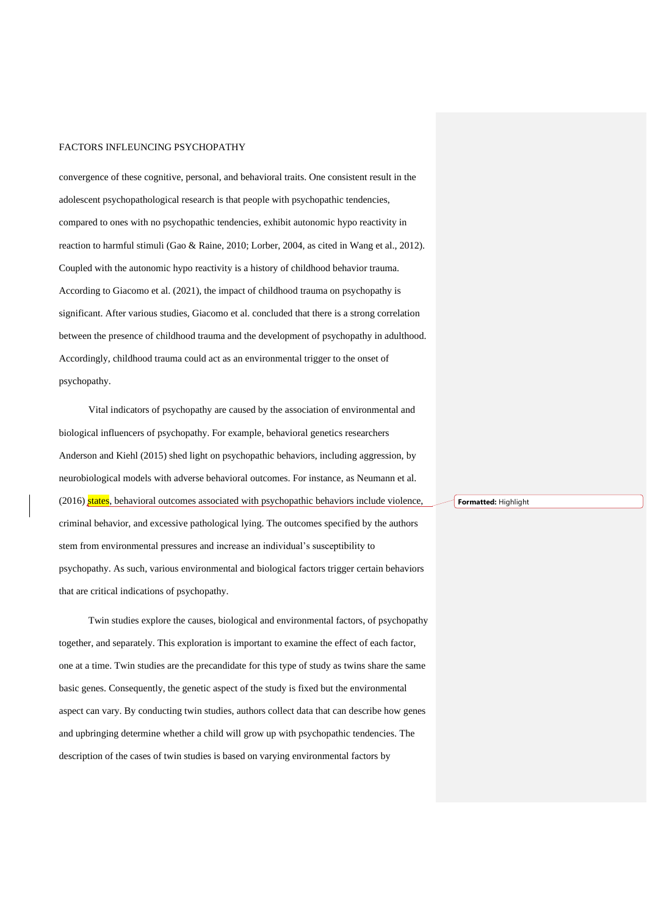convergence of these cognitive, personal, and behavioral traits. One consistent result in the adolescent psychopathological research is that people with psychopathic tendencies, compared to ones with no psychopathic tendencies, exhibit autonomic hypo reactivity in reaction to harmful stimuli (Gao & Raine, 2010; Lorber, 2004, as cited in Wang et al., 2012). Coupled with the autonomic hypo reactivity is a history of childhood behavior trauma. According to Giacomo et al. (2021), the impact of childhood trauma on psychopathy is significant. After various studies, Giacomo et al. concluded that there is a strong correlation between the presence of childhood trauma and the development of psychopathy in adulthood. Accordingly, childhood trauma could act as an environmental trigger to the onset of psychopathy.

Vital indicators of psychopathy are caused by the association of environmental and biological influencers of psychopathy. For example, behavioral genetics researchers Anderson and Kiehl (2015) shed light on psychopathic behaviors, including aggression, by neurobiological models with adverse behavioral outcomes. For instance, as Neumann et al. (2016) states, behavioral outcomes associated with psychopathic behaviors include violence, criminal behavior, and excessive pathological lying. The outcomes specified by the authors stem from environmental pressures and increase an individual's susceptibility to psychopathy. As such, various environmental and biological factors trigger certain behaviors that are critical indications of psychopathy.

Twin studies explore the causes, biological and environmental factors, of psychopathy together, and separately. This exploration is important to examine the effect of each factor, one at a time. Twin studies are the precandidate for this type of study as twins share the same basic genes. Consequently, the genetic aspect of the study is fixed but the environmental aspect can vary. By conducting twin studies, authors collect data that can describe how genes and upbringing determine whether a child will grow up with psychopathic tendencies. The description of the cases of twin studies is based on varying environmental factors by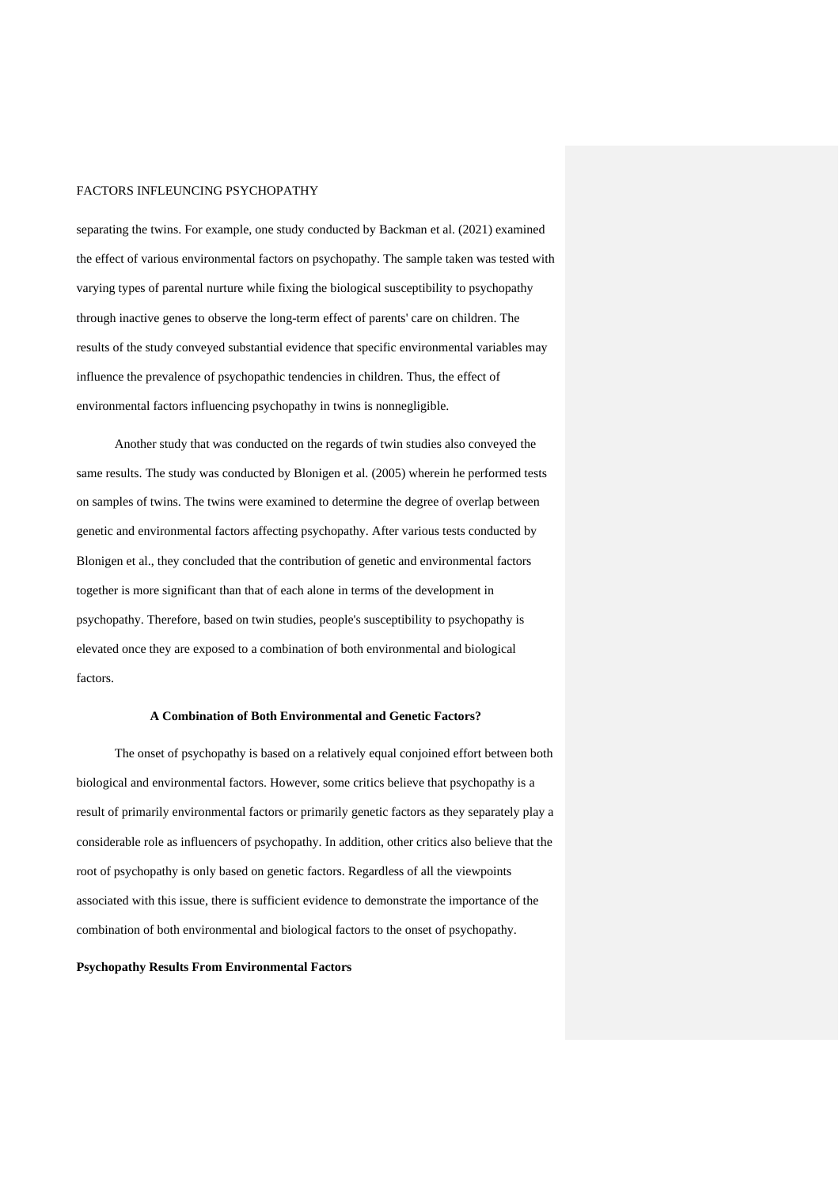separating the twins. For example, one study conducted by Backman et al. (2021) examined the effect of various environmental factors on psychopathy. The sample taken was tested with varying types of parental nurture while fixing the biological susceptibility to psychopathy through inactive genes to observe the long-term effect of parents' care on children. The results of the study conveyed substantial evidence that specific environmental variables may influence the prevalence of psychopathic tendencies in children. Thus, the effect of environmental factors influencing psychopathy in twins is nonnegligible.

Another study that was conducted on the regards of twin studies also conveyed the same results. The study was conducted by Blonigen et al. (2005) wherein he performed tests on samples of twins. The twins were examined to determine the degree of overlap between genetic and environmental factors affecting psychopathy. After various tests conducted by Blonigen et al., they concluded that the contribution of genetic and environmental factors together is more significant than that of each alone in terms of the development in psychopathy. Therefore, based on twin studies, people's susceptibility to psychopathy is elevated once they are exposed to a combination of both environmental and biological factors.

## A Combination of Both Environmental and Genetic Factors?

The onset of psychopathy is based on a relatively equal conjoined effort between both biological and environmental factors. However, some critics believe that psychopathy is a result of primarily environmental factors or primarily genetic factors as they separately play a considerable role as influencers of psychopathy. In addition, other critics also believe that the root of psychopathy is only based on genetic factors. Regardless of all the viewpoints associated with this issue, there is sufficient evidence to demonstrate the importance of the combination of both environmental and biological factors to the onset of psychopathy.

### Psychopathy Results From Environmental Factors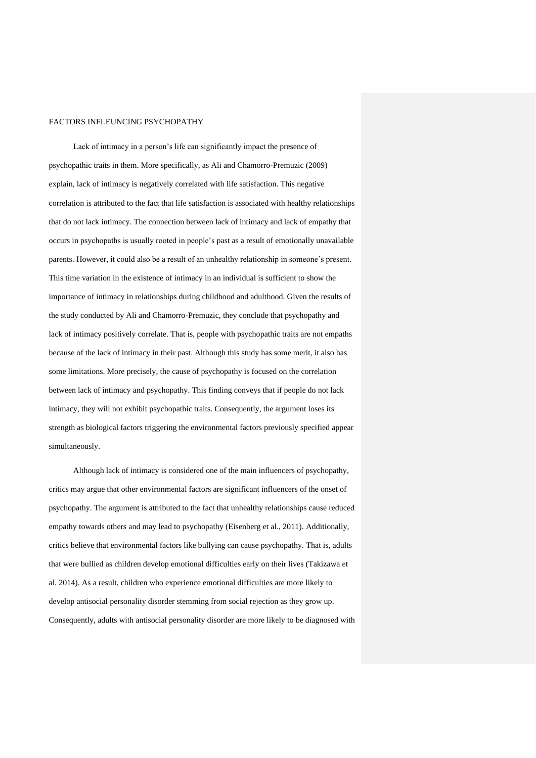Lack of intimacy in a person's life can significantly impact the presence of psychopathic traits in them. More specifically, as Ali and Chamorro-Premuzic (2009) explain, lack of intimacy is negatively correlated with life satisfaction. This negative correlation is attributed to the fact that life satisfaction is associated with healthy relationships that do not lack intimacy. The connection between lack of intimacy and lack of empathy that occurs in psychopaths is usually rooted in people's past as a result of emotionally unavailable parents. However, it could also be a result of an unhealthy relationship in someone's present. This time variation in the existence of intimacy in an individual is sufficient to show the importance of intimacy in relationships during childhood and adulthood. Given the results of the study conducted by Ali and Chamorro-Premuzic, they conclude that psychopathy and lack of intimacy positively correlate. That is, people with psychopathic traits are not empaths because of the lack of intimacy in their past. Although this study has some merit, it also has some limitations. More precisely, the cause of psychopathy is focused on the correlation between lack of intimacy and psychopathy. This finding conveys that if people do not lack intimacy, they will not exhibit psychopathic traits. Consequently, the argument loses its strength as biological factors triggering the environmental factors previously specified appear simultaneously.

Although lack of intimacy is considered one of the main influencers of psychopathy, critics may argue that other environmental factors are significant influencers of the onset of psychopathy. The argument is attributed to the fact that unhealthy relationships cause reduced empathy towards others and may lead to psychopathy (Eisenberg et al., 2011). Additionally, critics believe that environmental factors like bullying can cause psychopathy. That is, adults that were bullied as children develop emotional difficulties early on their lives (Takizawa et al. 2014). As a result, children who experience emotional difficulties are more likely to develop antisocial personality disorder stemming from social rejection as they grow up. Consequently, adults with antisocial personality disorder are more likely to be diagnosed with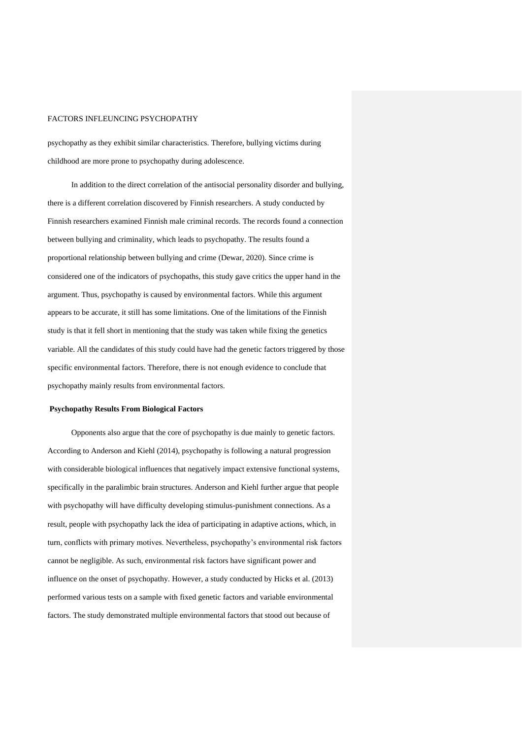psychopathy as they exhibit similar characteristics. Therefore, bullying victims during childhood are more prone to psychopathy during adolescence.

In addition to the direct correlation of the antisocial personality disorder and bullying, there is a different correlation discovered by Finnish researchers. A study conducted by Finnish researchers examined Finnish male criminal records. The records found a connection between bullying and criminality, which leads to psychopathy. The results found a proportional relationship between bullying and crime (Dewar, 2020). Since crime is considered one of the indicators of psychopaths, this study gave critics the upper hand in the argument. Thus, psychopathy is caused by environmental factors. While this argument appears to be accurate, it still has some limitations. One of the limitations of the Finnish study is that it fell short in mentioning that the study was taken while fixing the genetics variable. All the candidates of this study could have had the genetic factors triggered by those specific environmental factors. Therefore, there is not enough evidence to conclude that psychopathy mainly results from environmental factors.

**Psychopathy Results From Biological Factors**

Opponents also argue that the core of psychopathy is due mainly to genetic factors. According to Anderson and Kiehl (2014), psychopathy is following a natural progression with considerable biological influences that negatively impact extensive functional systems, specifically in the paralimbic brain structures. Anderson and Kiehl further argue that people with psychopathy will have difficulty developing stimulus-punishment connections. As a result, people with psychopathy lack the idea of participating in adaptive actions, which, in turn, conflicts with primary motives. Nevertheless, psychopathy's environmental risk factors cannot be negligible. As such, environmental risk factors have significant power and influence on the onset of psychopathy. However, a study conducted by Hicks et al. (2013) performed various tests on a sample with fixed genetic factors and variable environmental factors. The study demonstrated multiple environmental factors that stood out because of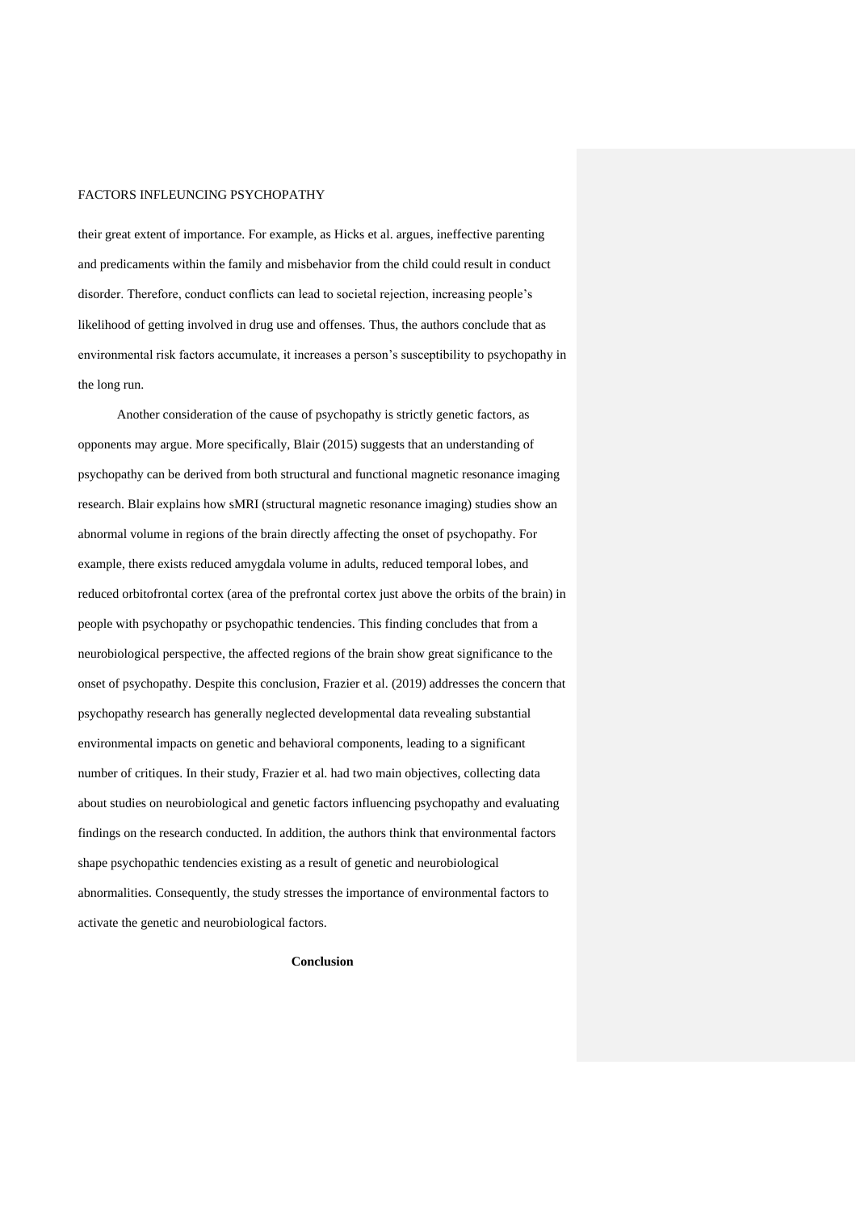their great extent of importance. For example, as Hicks et al. argues, ineffective parenting and predicaments within the family and misbehavior from the child could result in conduct disorder. Therefore, conduct conflicts can lead to societal rejection, increasing people's likelihood of getting involved in drug use and offenses. Thus, the authors conclude that as environmental risk factors accumulate, it increases a person's susceptibility to psychopathy in the long run.

Another consideration of the cause of psychopathy is strictly genetic factors, as opponents may argue. More specifically, Blair (2015) suggests that an understanding of psychopathy can be derived from both structural and functional magnetic resonance imaging research. Blair explains how sMRI (structural magnetic resonance imaging) studies show an abnormal volume in regions of the brain directly affecting the onset of psychopathy. For example, there exists reduced amygdala volume in adults, reduced temporal lobes, and reduced orbitofrontal cortex (area of the prefrontal cortex just above the orbits of the brain) in people with psychopathy or psychopathic tendencies. This finding concludes that from a neurobiological perspective, the affected regions of the brain show great significance to the onset of psychopathy. Despite this conclusion, Frazier et al. (2019) addresses the concern that psychopathy research has generally neglected developmental data revealing substantial environmental impacts on genetic and behavioral components, leading to a significant number of critiques. In their study, Frazier et al. had two main objectives, collecting data about studies on neurobiological and genetic factors influencing psychopathy and evaluating findings on the research conducted. In addition, the authors think that environmental factors shape psychopathic tendencies existing as a result of genetic and neurobiological abnormalities. Consequently, the study stresses the importance of environmental factors to activate the genetic and neurobiological factors.

## Conclusion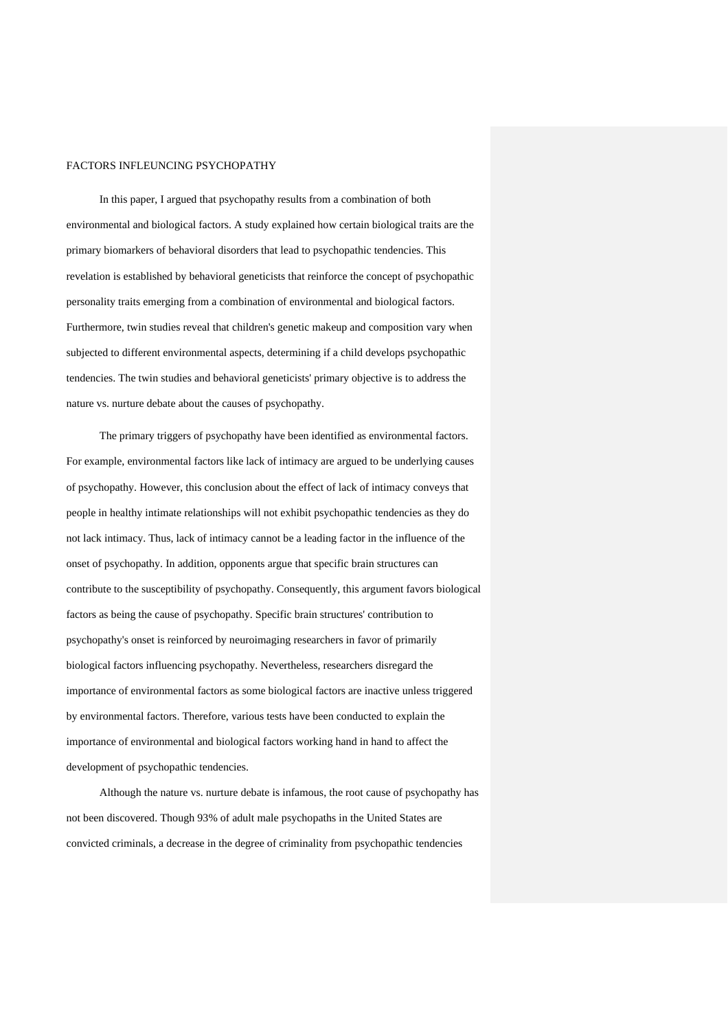FACTORS INFLEUNCING PSYCHOPATHY

In this paper, I argued that psychopathy results from a combination of both environmental and biological factors. A study explained how certain biological traits are the primary biomarkers of behavioral disorders that lead to psychopathic tendencies. This revelation is established by behavioral geneticists that reinforce the concept of psychopathic personality traits emerging from a combination of environmental and biological factors. Furthermore, twin studies reveal that children's genetic makeup and composition vary when subjected to different environmental aspects, determining if a child develops psychopathic tendencies. The twin studies and behavioral geneticists' primary objective is to address the nature vs. nurture debate about the causes of psychopathy.

The primary triggers of psychopathy have been identified as environmental factors. For example, environmental factors like lack of intimacy are argued to be underlying causes of psychopathy. However, this conclusion about the effect of lack of intimacy conveys that people in healthy intimate relationships will not exhibit psychopathic tendencies as they do not lack intimacy. Thus, lack of intimacy cannot be a leading factor in the influence of the onset of psychopathy. In addition, opponents argue that specific brain structures can contribute to the susceptibility of psychopathy. Consequently, this argument favors biological factors as being the cause of psychopathy. Specific brain structures' contribution to psychopathy's onset is reinforced by neuroimaging researchers in favor of primarily biological factors influencing psychopathy. Nevertheless, researchers disregard the importance of environmental factors as some biological factors are inactive unless triggered by environmental factors. Therefore, various tests have been conducted to explain the importance of environmental and biological factors working hand in hand to affect the development of psychopathic tendencies.

Although the nature vs. nurture debate is infamous, the root cause of psychopathy has not been discovered. Though 93% of adult male psychopaths in the United States are convicted criminals, a decrease in the degree of criminality from psychopathic tendencies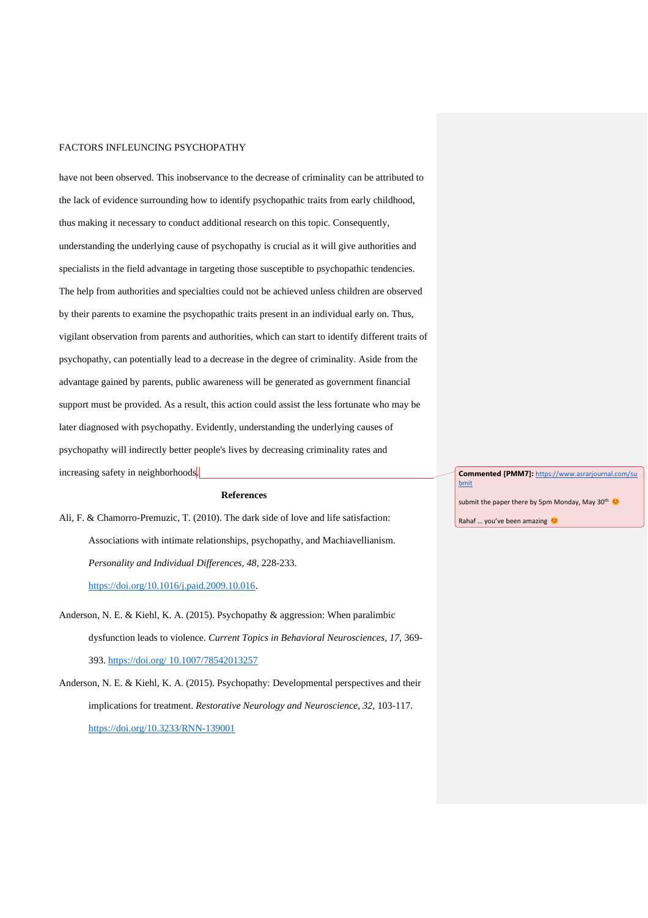have not been observed. This inobservance to the decrease of criminality can be attributed to the lack of evidence surrounding how to identify psychopathic traits from early childhood, thus making it necessary to conduct additional research on this topic. Consequently, understanding the underlying cause of psychopathy is crucial as it will give authorities and specialists in the field advantage in targeting those susceptible to psychopathic tendencies. The help from authorities and specialties could not be achieved unless children are observed by their parents to examine the psychopathic traits present in an individual early on. Thus, vigilant observation from parents and authorities, which can start to identify different traits of psychopathy, can potentially lead to a decrease in the degree of criminality. Aside from the advantage gained by parents, public awareness will be generated as government financial support must be provided. As a result, this action could assist the less fortunate who may be later diagnosed with psychopathy. Evidently, understanding the underlying causes of psychopathy will indirectly better people's lives by decreasing criminality rates and increasing safety in neighborhoods.

**Commented [PMM7]:** https://www.asrarjournal.com/submit

submit the paper there by 5pm Monday, May 30th 😊

Rahaf … you've been amazing 😊

## References

Ali, F. & Chamorro-Premuzic, T. (2010). The dark side of love and life satisfaction: Associations with intimate relationships, psychopathy, and Machiavellianism. *Personality and Individual Differences, 48*, 228-233. https://doi.org/10.1016/j.paid.2009.10.016.

Anderson, N. E. & Kiehl, K. A. (2015). Psychopathy & aggression: When paralimbic dysfunction leads to violence. *Current Topics in Behavioral Neurosciences, 17*, 369-393. https://doi.org/ 10.1007/78542013257

Anderson, N. E. & Kiehl, K. A. (2015). Psychopathy: Developmental perspectives and their implications for treatment. *Restorative Neurology and Neuroscience, 32*, 103-117. https://doi.org/10.3233/RNN-139001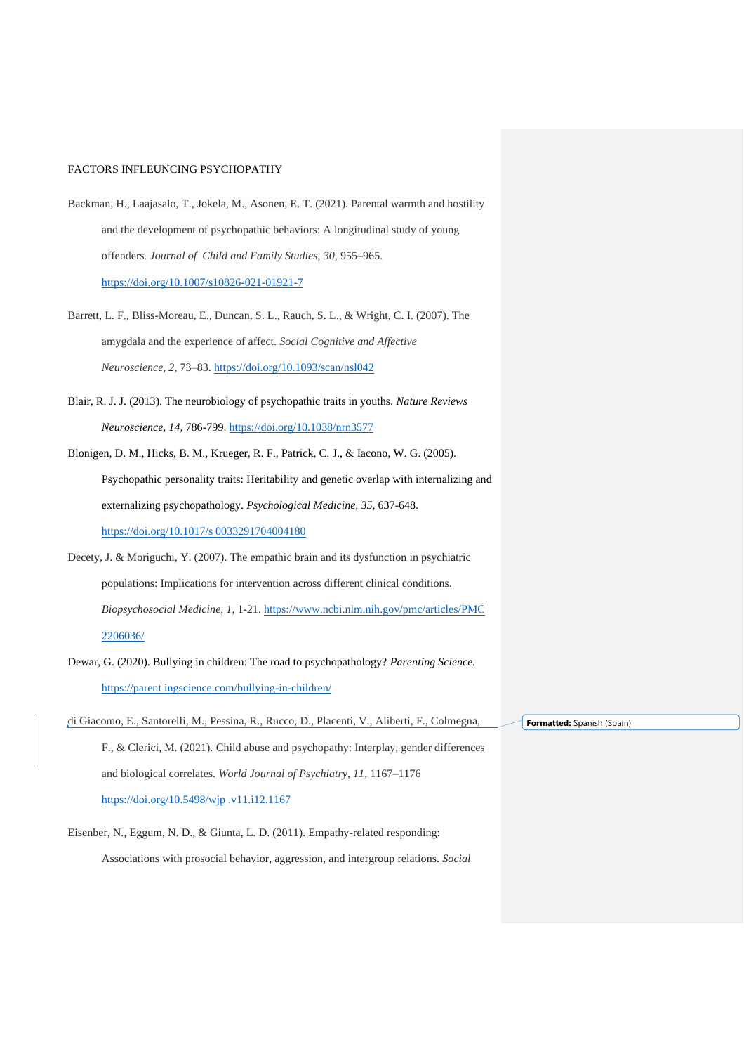Backman, H., Laajasalo, T., Jokela, M., Asonen, E. T. (2021). Parental warmth and hostility and the development of psychopathic behaviors: A longitudinal study of young offenders. *Journal of Child and Family Studies, 30,* 955–965. https://doi.org/10.1007/s10826-021-01921-7

Barrett, L. F., Bliss-Moreau, E., Duncan, S. L., Rauch, S. L., & Wright, C. I. (2007). The amygdala and the experience of affect. *Social Cognitive and Affective Neuroscience, 2,* 73–83. https://doi.org/10.1093/scan/nsl042

Blair, R. J. J. (2013). The neurobiology of psychopathic traits in youths. *Nature Reviews Neuroscience, 14,* 786-799. https://doi.org/10.1038/nrn3577

Blonigen, D. M., Hicks, B. M., Krueger, R. F., Patrick, C. J., & Iacono, W. G. (2005). Psychopathic personality traits: Heritability and genetic overlap with internalizing and externalizing psychopathology. *Psychological Medicine, 35,* 637-648. https://doi.org/10.1017/s 0033291704004180

Decety, J. & Moriguchi, Y. (2007). The empathic brain and its dysfunction in psychiatric populations: Implications for intervention across different clinical conditions. *Biopsychosocial Medicine, 1,* 1-21. https://www.ncbi.nlm.nih.gov/pmc/articles/PMC 2206036/

Dewar, G. (2020). Bullying in children: The road to psychopathology? *Parenting Science.* https://parent ingscience.com/bullying-in-children/

di Giacomo, E., Santorelli, M., Pessina, R., Rucco, D., Placenti, V., Aliberti, F., Colmegna, F., & Clerici, M. (2021). Child abuse and psychopathy: Interplay, gender differences and biological correlates. *World Journal of Psychiatry, 11,* 1167–1176 https://doi.org/10.5498/wjp .v11.i12.1167

Eisenber, N., Eggum, N. D., & Giunta, L. D. (2011). Empathy-related responding: Associations with prosocial behavior, aggression, and intergroup relations. *Social*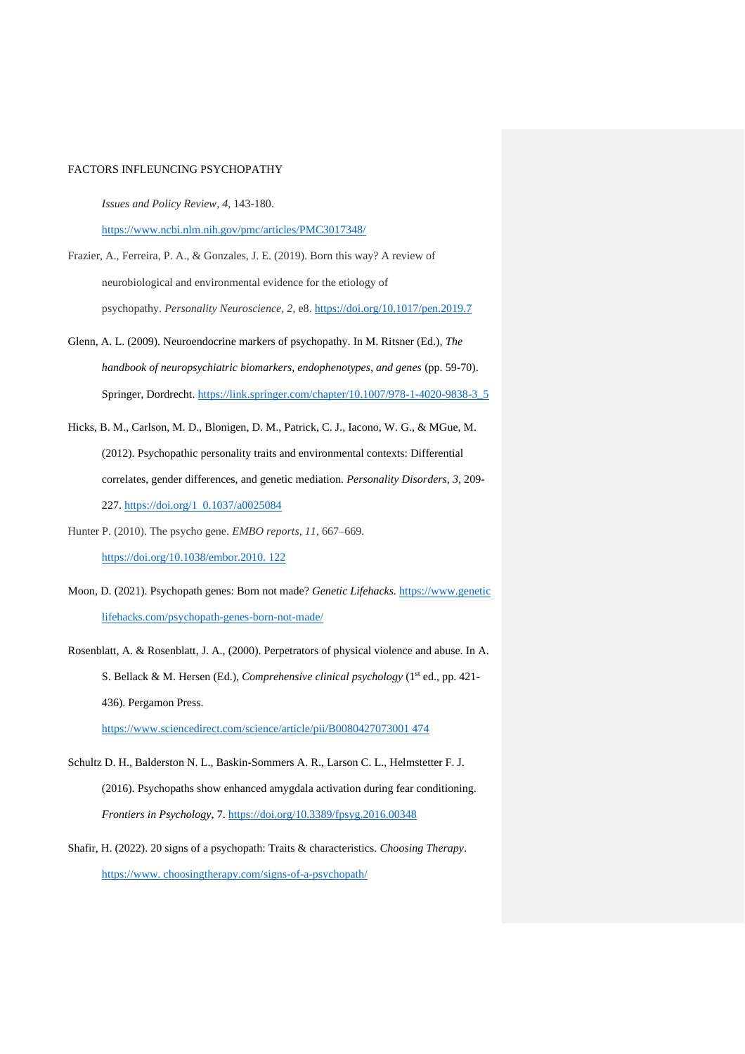*Issues and Policy Review*, *4*, 143-180. https://www.ncbi.nlm.nih.gov/pmc/articles/PMC3017348/

Frazier, A., Ferreira, P. A., & Gonzales, J. E. (2019). Born this way? A review of neurobiological and environmental evidence for the etiology of psychopathy. *Personality Neuroscience*, *2*, e8. https://doi.org/10.1017/pen.2019.7

Glenn, A. L. (2009). Neuroendocrine markers of psychopathy. In M. Ritsner (Ed.), *The handbook of neuropsychiatric biomarkers, endophenotypes, and genes* (pp. 59-70). Springer, Dordrecht. https://link.springer.com/chapter/10.1007/978-1-4020-9838-3_5

Hicks, B. M., Carlson, M. D., Blonigen, D. M., Patrick, C. J., Iacono, W. G., & MGue, M. (2012). Psychopathic personality traits and environmental contexts: Differential correlates, gender differences, and genetic mediation. *Personality Disorders, 3*, 209-227. https://doi.org/1 0.1037/a0025084

Hunter P. (2010). The psycho gene. *EMBO reports*, *11*, 667–669. https://doi.org/10.1038/embor.2010. 122

Moon, D. (2021). Psychopath genes: Born not made? *Genetic Lifehacks.* https://www.geneticlifehacks.com/psychopath-genes-born-not-made/

Rosenblatt, A. & Rosenblatt, J. A., (2000). Perpetrators of physical violence and abuse. In A. S. Bellack & M. Hersen (Ed.), *Comprehensive clinical psychology* (1st ed., pp. 421-436). Pergamon Press. https://www.sciencedirect.com/science/article/pii/B0080427073001 474

Schultz D. H., Balderston N. L., Baskin-Sommers A. R., Larson C. L., Helmstetter F. J. (2016). Psychopaths show enhanced amygdala activation during fear conditioning. *Frontiers in Psychology*, 7. https://doi.org/10.3389/fpsyg.2016.00348

Shafir, H. (2022). 20 signs of a psychopath: Traits & characteristics. *Choosing Therapy*. https://www. choosingtherapy.com/signs-of-a-psychopath/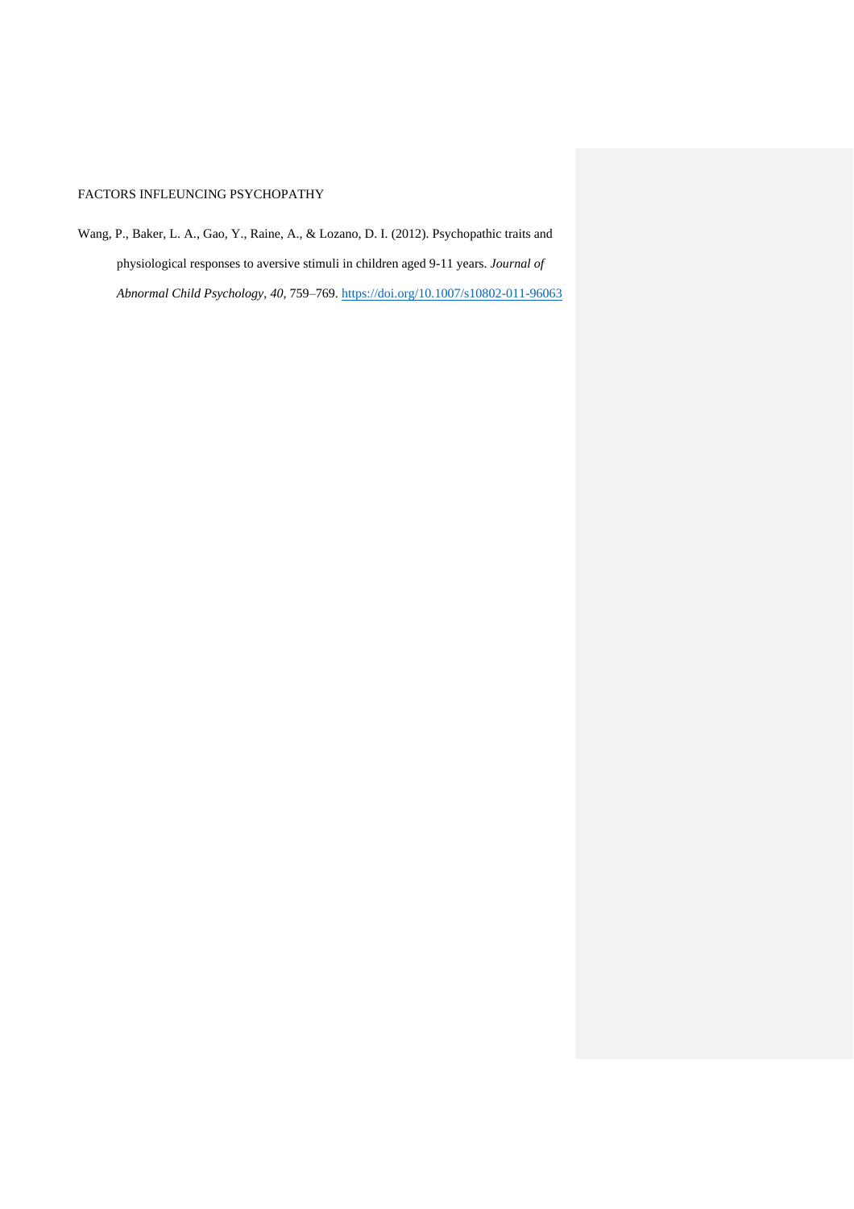Wang, P., Baker, L. A., Gao, Y., Raine, A., & Lozano, D. I. (2012). Psychopathic traits and physiological responses to aversive stimuli in children aged 9-11 years. *Journal of Abnormal Child Psychology*, *40*, 759–769. https://doi.org/10.1007/s10802-011-96063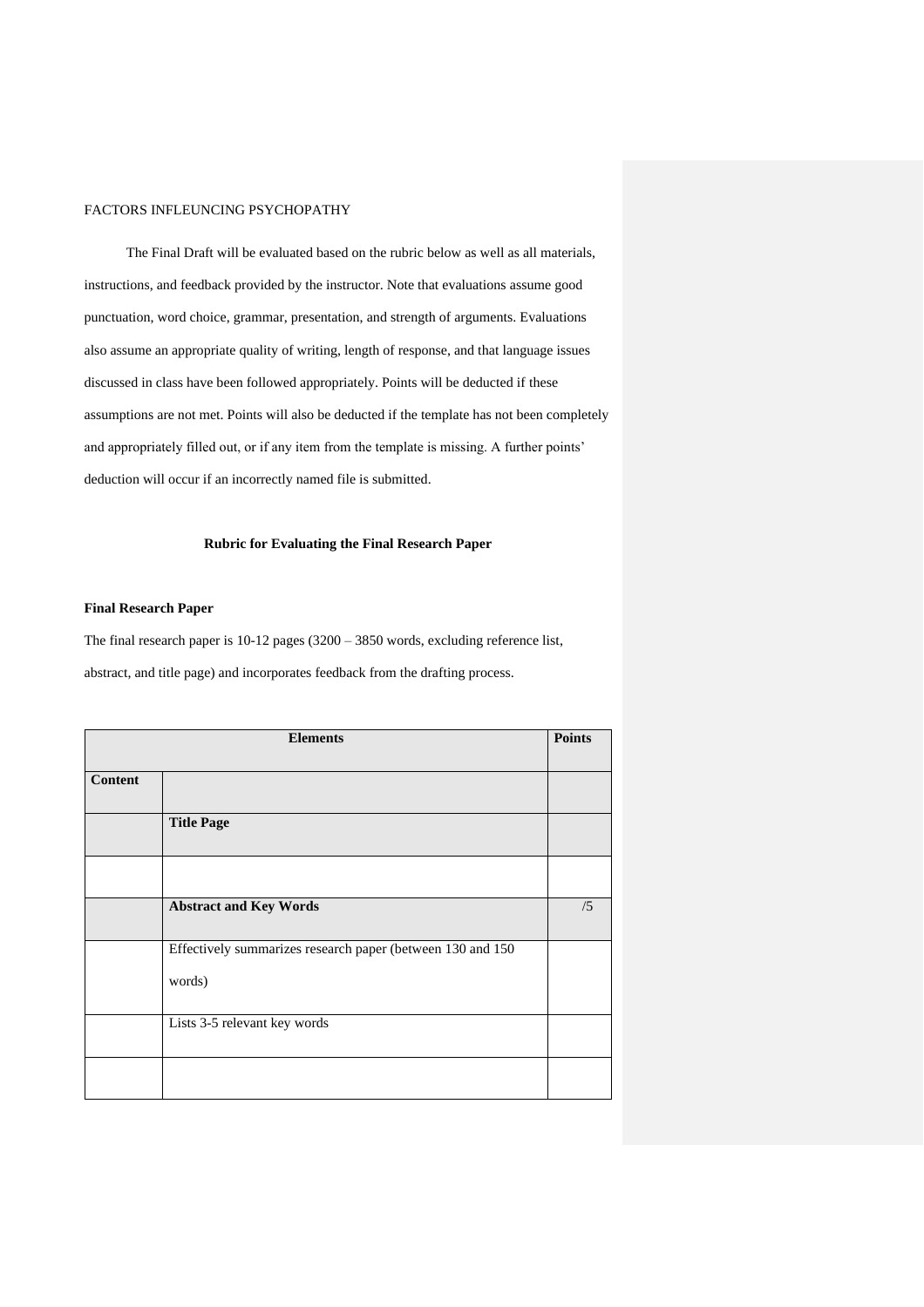The Final Draft will be evaluated based on the rubric below as well as all materials, instructions, and feedback provided by the instructor. Note that evaluations assume good punctuation, word choice, grammar, presentation, and strength of arguments. Evaluations also assume an appropriate quality of writing, length of response, and that language issues discussed in class have been followed appropriately. Points will be deducted if these assumptions are not met. Points will also be deducted if the template has not been completely and appropriately filled out, or if any item from the template is missing. A further points' deduction will occur if an incorrectly named file is submitted.

**Rubric for Evaluating the Final Research Paper**

**Final Research Paper**

The final research paper is 10-12 pages (3200 – 3850 words, excluding reference list, abstract, and title page) and incorporates feedback from the drafting process.

| **Elements** | | **Points** |
|---|---|---|
| **Content** | | |
| | **Title Page** | |
| | | |
| | **Abstract and Key Words** | /5 |
| | Effectively summarizes research paper (between 130 and 150 words) | |
| | Lists 3-5 relevant key words | |
| | | |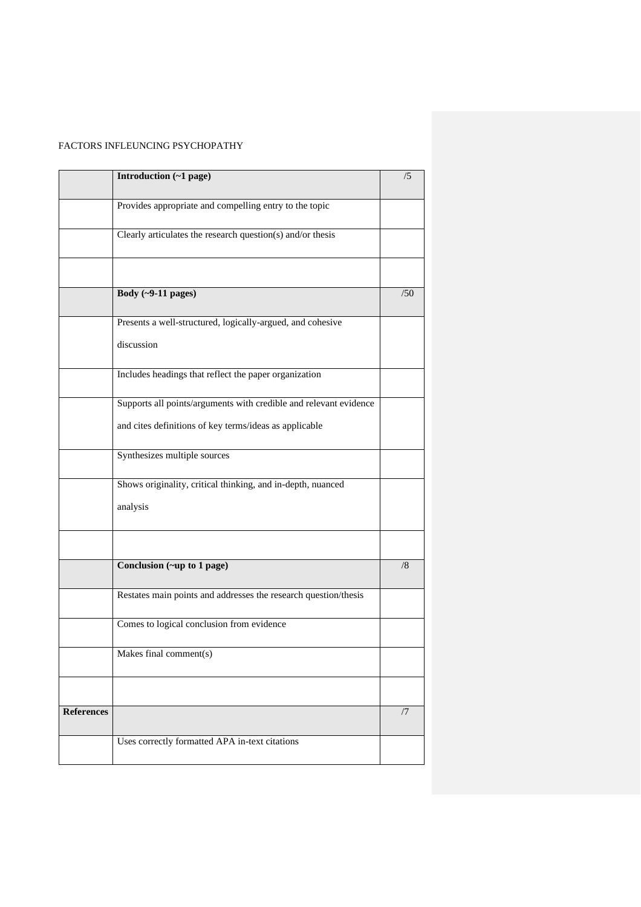| | **Introduction (~1 page)** | /5 |
|---|---|---|
| | Provides appropriate and compelling entry to the topic | |
| | Clearly articulates the research question(s) and/or thesis | |
| | | |
| | **Body (~9-11 pages)** | /50 |
| | Presents a well-structured, logically-argued, and cohesive discussion | |
| | Includes headings that reflect the paper organization | |
| | Supports all points/arguments with credible and relevant evidence and cites definitions of key terms/ideas as applicable | |
| | Synthesizes multiple sources | |
| | Shows originality, critical thinking, and in-depth, nuanced analysis | |
| | | |
| | **Conclusion (~up to 1 page)** | /8 |
| | Restates main points and addresses the research question/thesis | |
| | Comes to logical conclusion from evidence | |
| | Makes final comment(s) | |
| | | |
| **References** | | /7 |
| | Uses correctly formatted APA in-text citations | |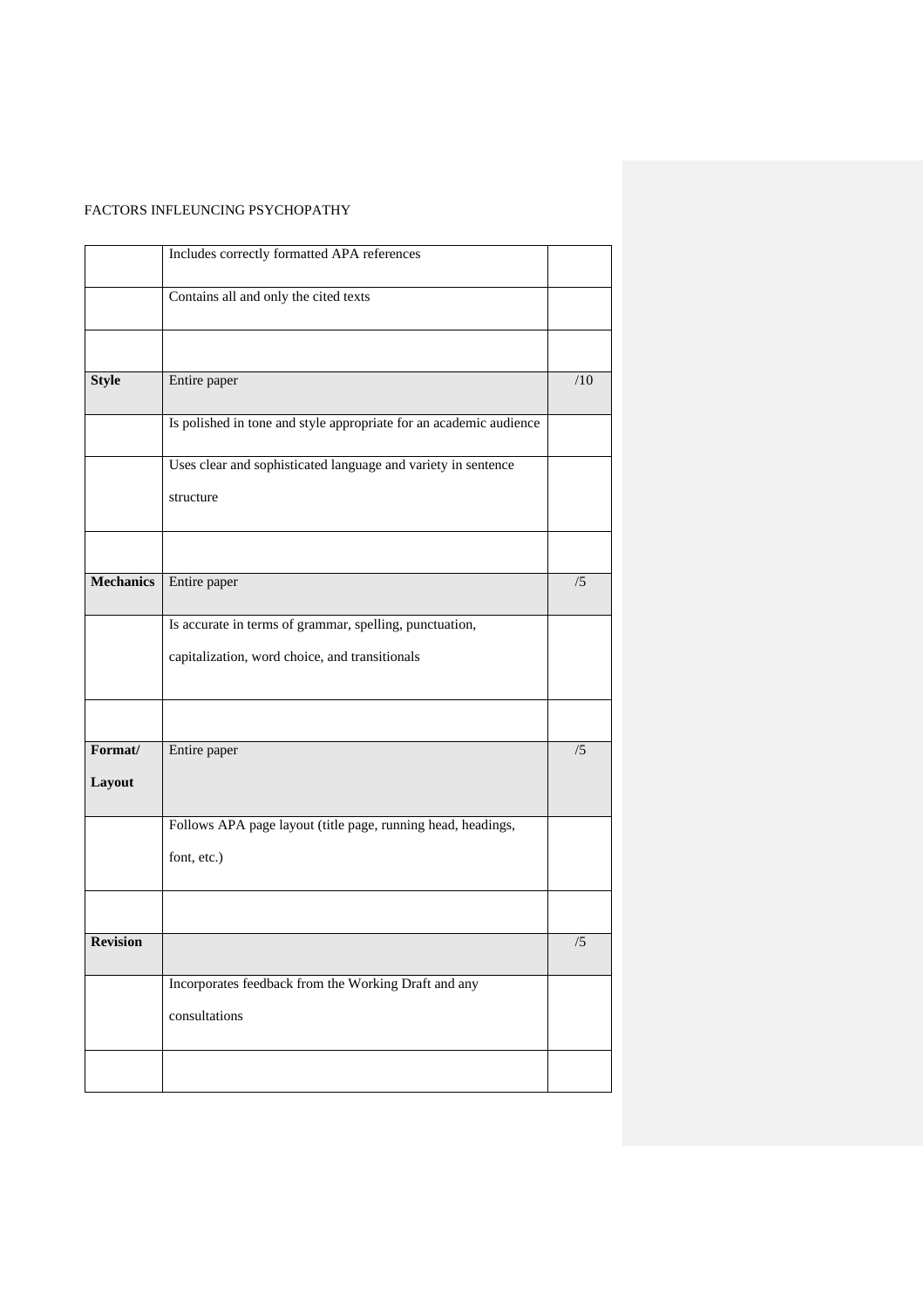| | | |
|---|---|---|
| | Includes correctly formatted APA references | |
| | Contains all and only the cited texts | |
| | | |
| **Style** | Entire paper | /10 |
| | Is polished in tone and style appropriate for an academic audience | |
| | Uses clear and sophisticated language and variety in sentence structure | |
| | | |
| **Mechanics** | Entire paper | /5 |
| | Is accurate in terms of grammar, spelling, punctuation, capitalization, word choice, and transitionals | |
| | | |
| **Format/ Layout** | Entire paper | /5 |
| | Follows APA page layout (title page, running head, headings, font, etc.) | |
| | | |
| **Revision** | | /5 |
| | Incorporates feedback from the Working Draft and any consultations | |
| | | |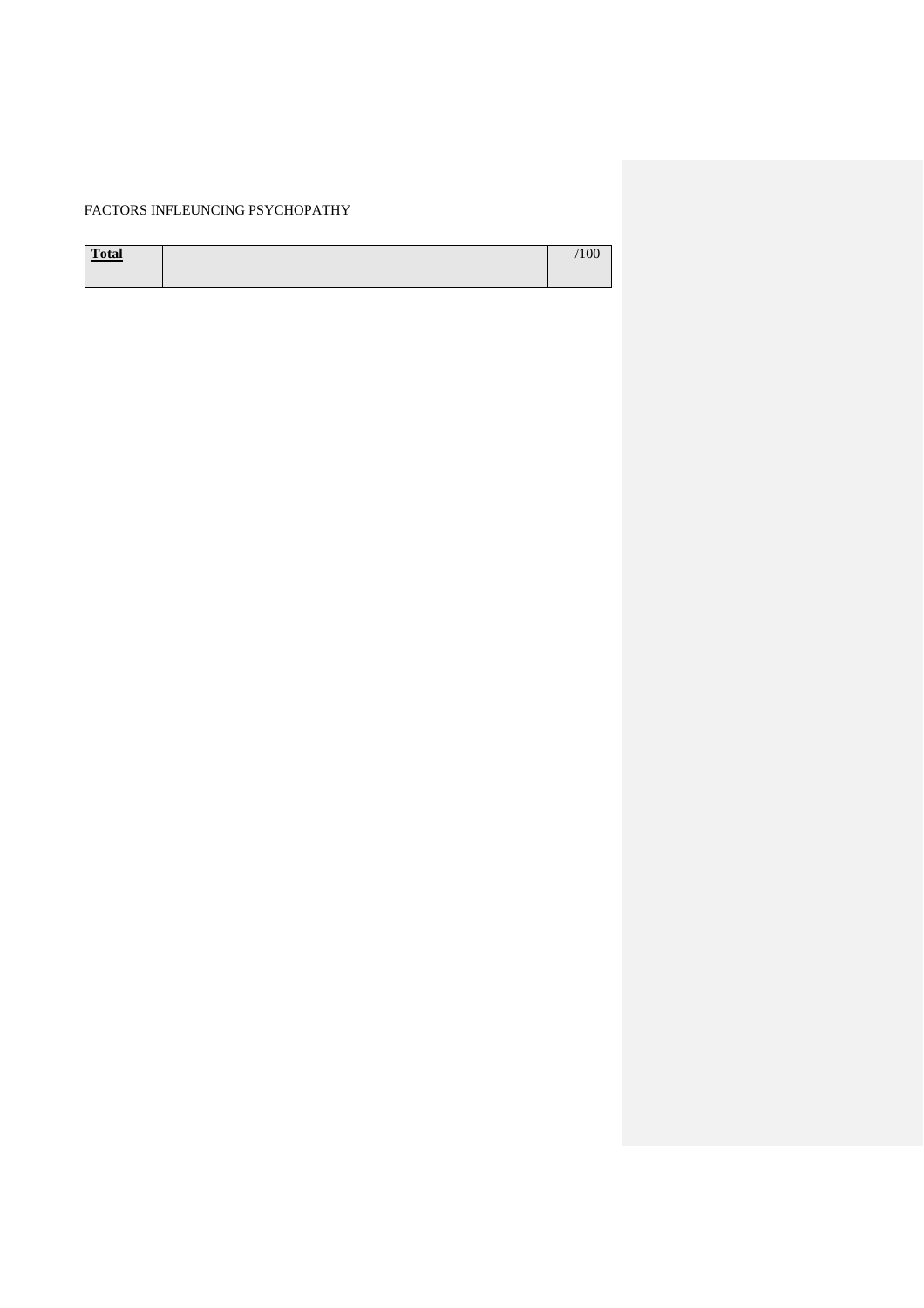| | | |
|---|---|---|
| **Total** | | /100 |